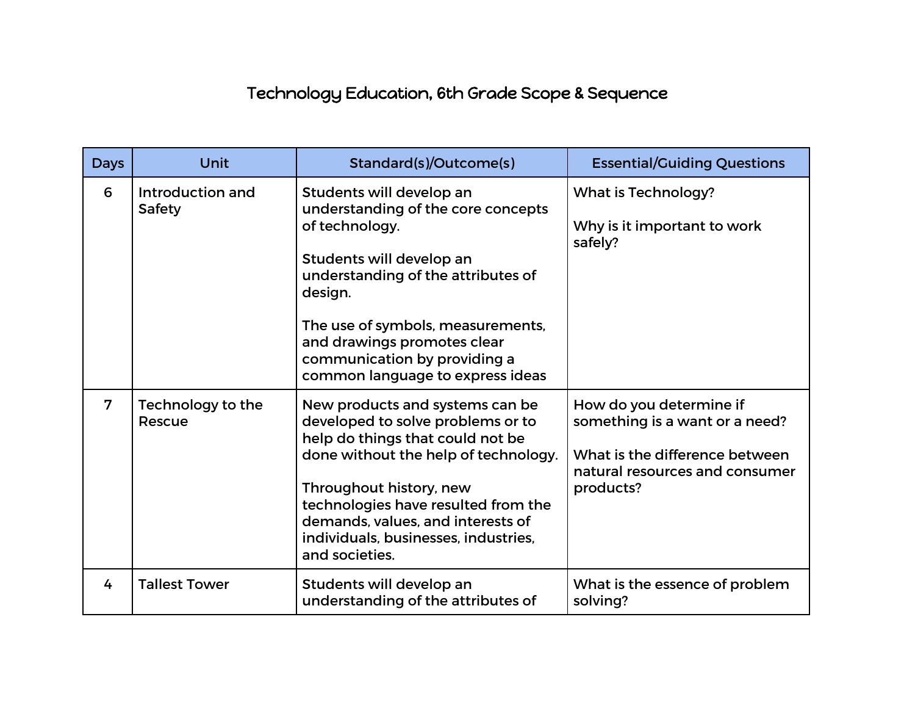# Technology Education, 6th Grade Scope & Sequence

| Days | Unit | Standard(s)/Outcome(s) | Essential/Guiding Questions |
|---|---|---|---|
| 6 | Introduction and Safety | Students will develop an understanding of the core concepts of technology.<br><br>Students will develop an understanding of the attributes of design.<br><br>The use of symbols, measurements, and drawings promotes clear communication by providing a common language to express ideas | What is Technology?<br><br>Why is it important to work safely? |
| 7 | Technology to the Rescue | New products and systems can be developed to solve problems or to help do things that could not be done without the help of technology.<br><br>Throughout history, new technologies have resulted from the demands, values, and interests of individuals, businesses, industries, and societies. | How do you determine if something is a want or a need?<br><br>What is the difference between natural resources and consumer products? |
| 4 | Tallest Tower | Students will develop an understanding of the attributes of | What is the essence of problem solving? |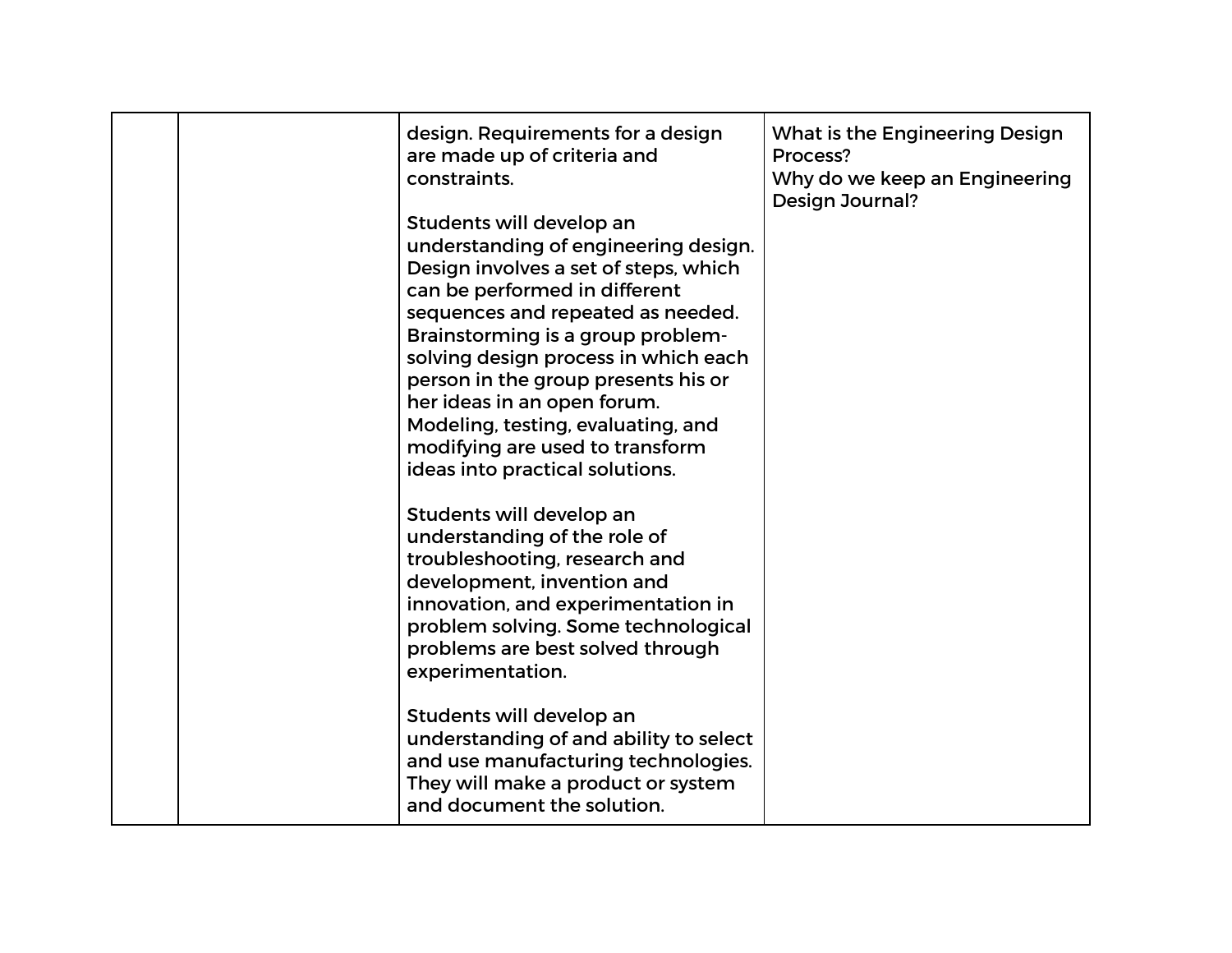|  |  |  |  |
|---|---|---|---|
|  |  | design. Requirements for a design are made up of criteria and constraints.<br><br>Students will develop an understanding of engineering design. Design involves a set of steps, which can be performed in different sequences and repeated as needed. Brainstorming is a group problem-solving design process in which each person in the group presents his or her ideas in an open forum. Modeling, testing, evaluating, and modifying are used to transform ideas into practical solutions.<br><br>Students will develop an understanding of the role of troubleshooting, research and development, invention and innovation, and experimentation in problem solving. Some technological problems are best solved through experimentation.<br><br>Students will develop an understanding of and ability to select and use manufacturing technologies. They will make a product or system and document the solution. | What is the Engineering Design Process?<br>Why do we keep an Engineering Design Journal? |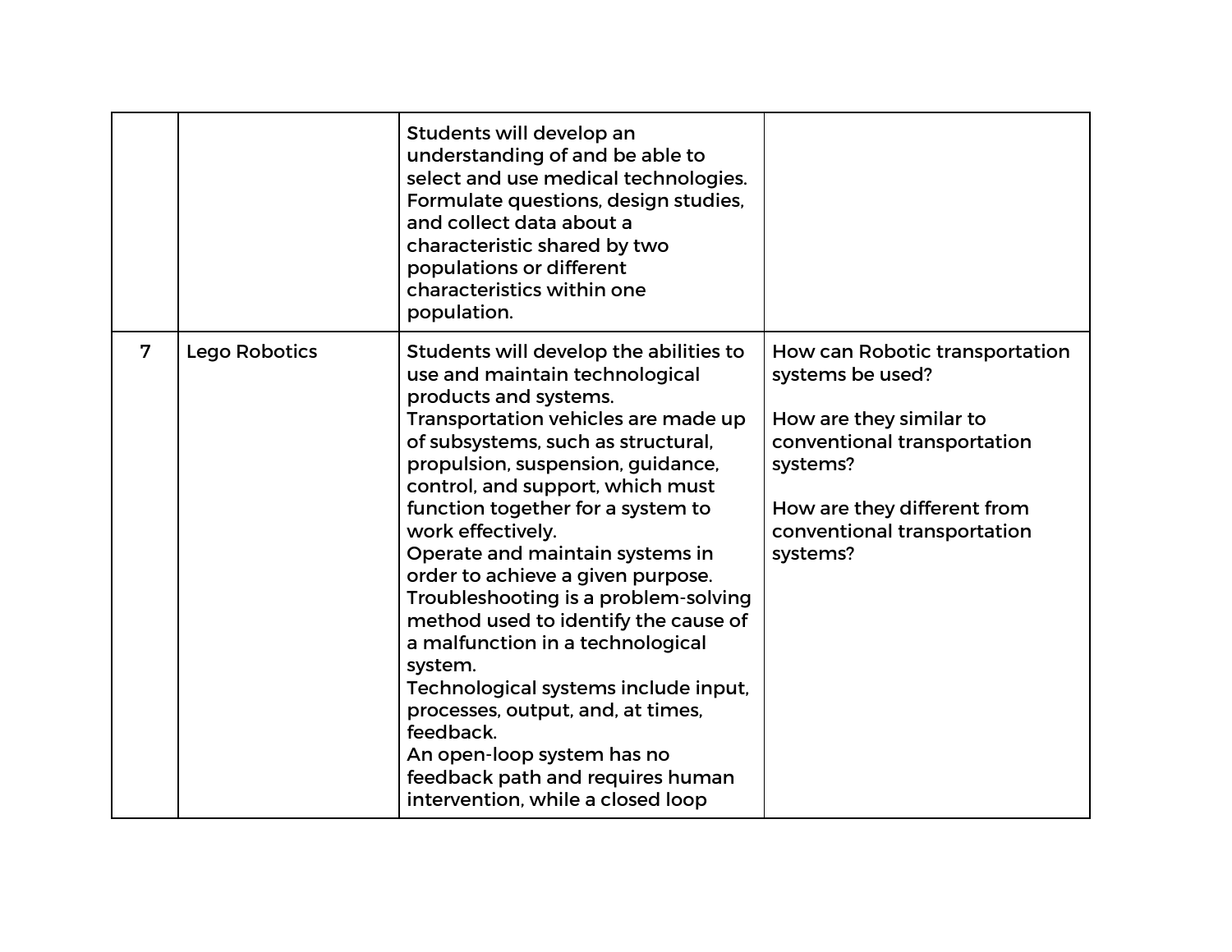| | | | |
|---|---|---|---|
| | | Students will develop an understanding of and be able to select and use medical technologies.<br>Formulate questions, design studies, and collect data about a characteristic shared by two populations or different characteristics within one population. | |
| 7 | Lego Robotics | Students will develop the abilities to use and maintain technological products and systems.<br>Transportation vehicles are made up of subsystems, such as structural, propulsion, suspension, guidance, control, and support, which must function together for a system to work effectively.<br>Operate and maintain systems in order to achieve a given purpose.<br>Troubleshooting is a problem-solving method used to identify the cause of a malfunction in a technological system.<br>Technological systems include input, processes, output, and, at times, feedback.<br>An open-loop system has no feedback path and requires human intervention, while a closed loop | How can Robotic transportation systems be used?<br><br>How are they similar to conventional transportation systems?<br><br>How are they different from conventional transportation systems? |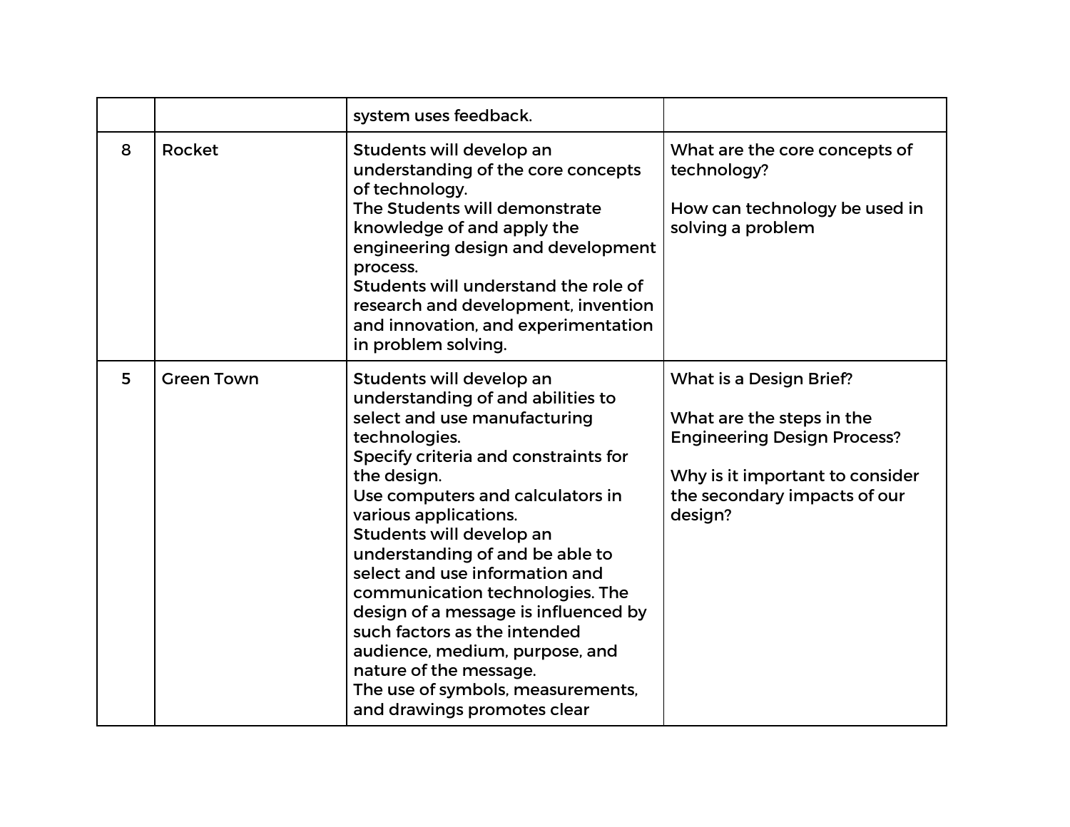|   |   |   |   |
|---|---|---|---|
|   |   | system uses feedback. |   |
| 8 | Rocket | Students will develop an understanding of the core concepts of technology.<br>The Students will demonstrate knowledge of and apply the engineering design and development process.<br>Students will understand the role of research and development, invention and innovation, and experimentation in problem solving. | What are the core concepts of technology?<br><br>How can technology be used in solving a problem |
| 5 | Green Town | Students will develop an understanding of and abilities to select and use manufacturing technologies.<br>Specify criteria and constraints for the design.<br>Use computers and calculators in various applications.<br>Students will develop an understanding of and be able to select and use information and communication technologies. The design of a message is influenced by such factors as the intended audience, medium, purpose, and nature of the message.<br>The use of symbols, measurements, and drawings promotes clear | What is a Design Brief?<br><br>What are the steps in the Engineering Design Process?<br><br>Why is it important to consider the secondary impacts of our design? |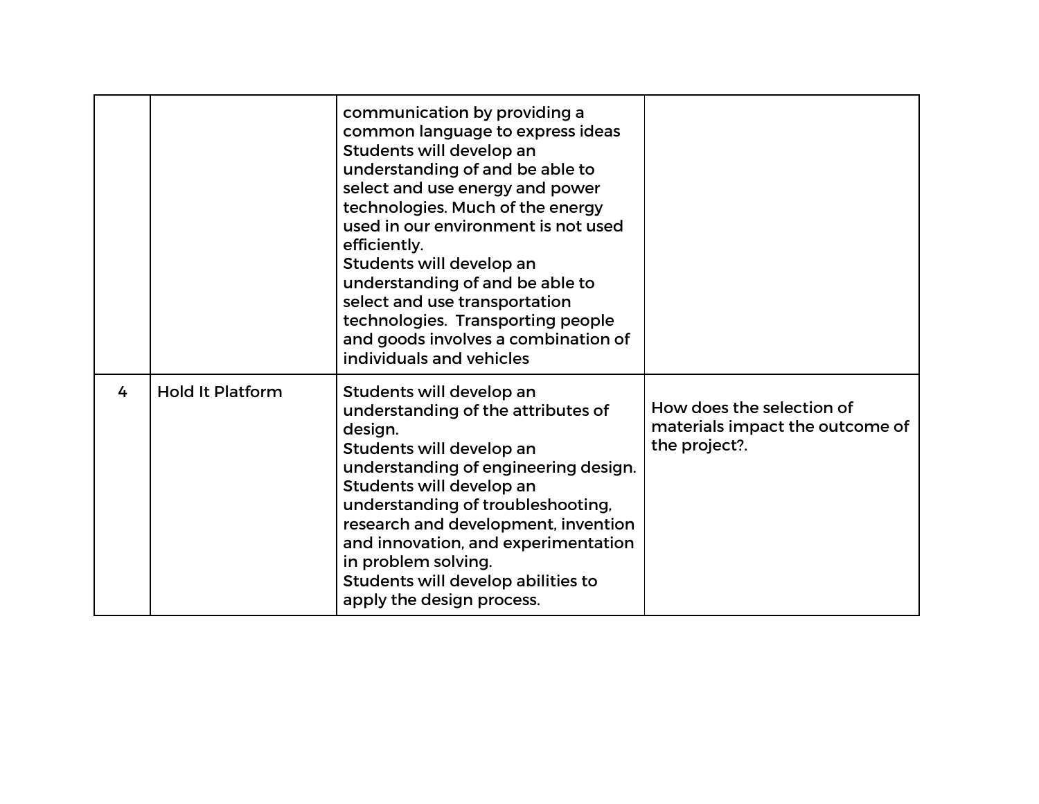| | | | |
|---|---|---|---|
| | | communication by providing a common language to express ideas<br>Students will develop an understanding of and be able to select and use energy and power technologies. Much of the energy used in our environment is not used efficiently.<br>Students will develop an understanding of and be able to select and use transportation technologies. Transporting people and goods involves a combination of individuals and vehicles | |
| 4 | Hold It Platform | Students will develop an understanding of the attributes of design.<br>Students will develop an understanding of engineering design.<br>Students will develop an understanding of troubleshooting, research and development, invention and innovation, and experimentation in problem solving.<br>Students will develop abilities to apply the design process. | How does the selection of materials impact the outcome of the project?. |